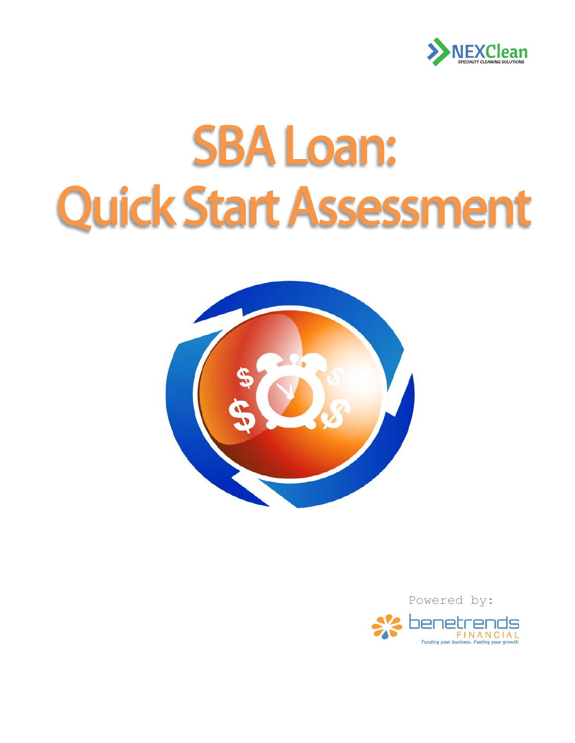NEXClean
SPECIALTY CLEANING SOLUTIONS

# SBA Loan: Quick Start Assessment

Powered by:

benetrends FINANCIAL

*Funding your business. Fueling your growth.*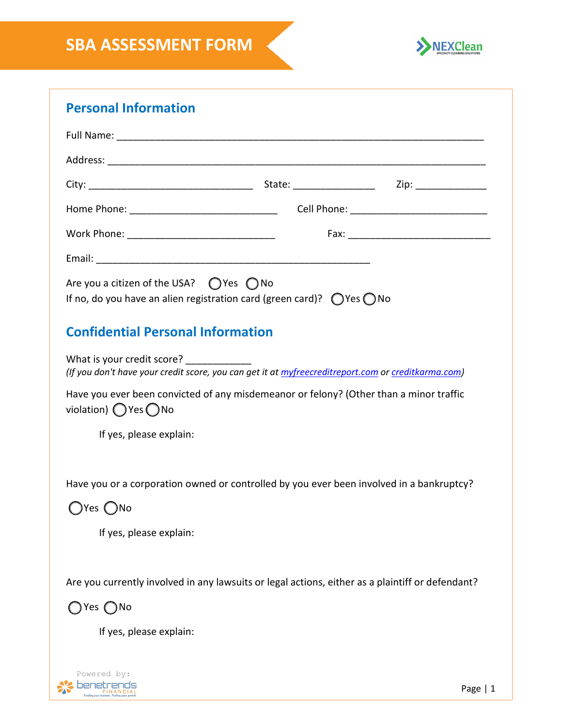# SBA ASSESSMENT FORM

NEXClean SPECIALTY CLEANING SOLUTIONS

## Personal Information

Full Name: ___________________________________________________________________

Address: _____________________________________________________________________

City: ______________________________ State: _______________ Zip: _____________

Home Phone: ___________________________ Cell Phone: _________________________

Work Phone: ___________________________ Fax: _________________________

Email: ___________________________________________________

Are you a citizen of the USA? ◯Yes ◯No

If no, do you have an alien registration card (green card)? ◯Yes ◯No

## Confidential Personal Information

What is your credit score? ____________

*(If you don't have your credit score, you can get it at myfreecreditreport.com or creditkarma.com)*

Have you ever been convicted of any misdemeanor or felony? (Other than a minor traffic violation) ◯Yes ◯No

If yes, please explain:

Have you or a corporation owned or controlled by you ever been involved in a bankruptcy?

◯Yes ◯No

If yes, please explain:

Are you currently involved in any lawsuits or legal actions, either as a plaintiff or defendant?

◯Yes ◯No

If yes, please explain:

Powered by: benetrends FINANCIAL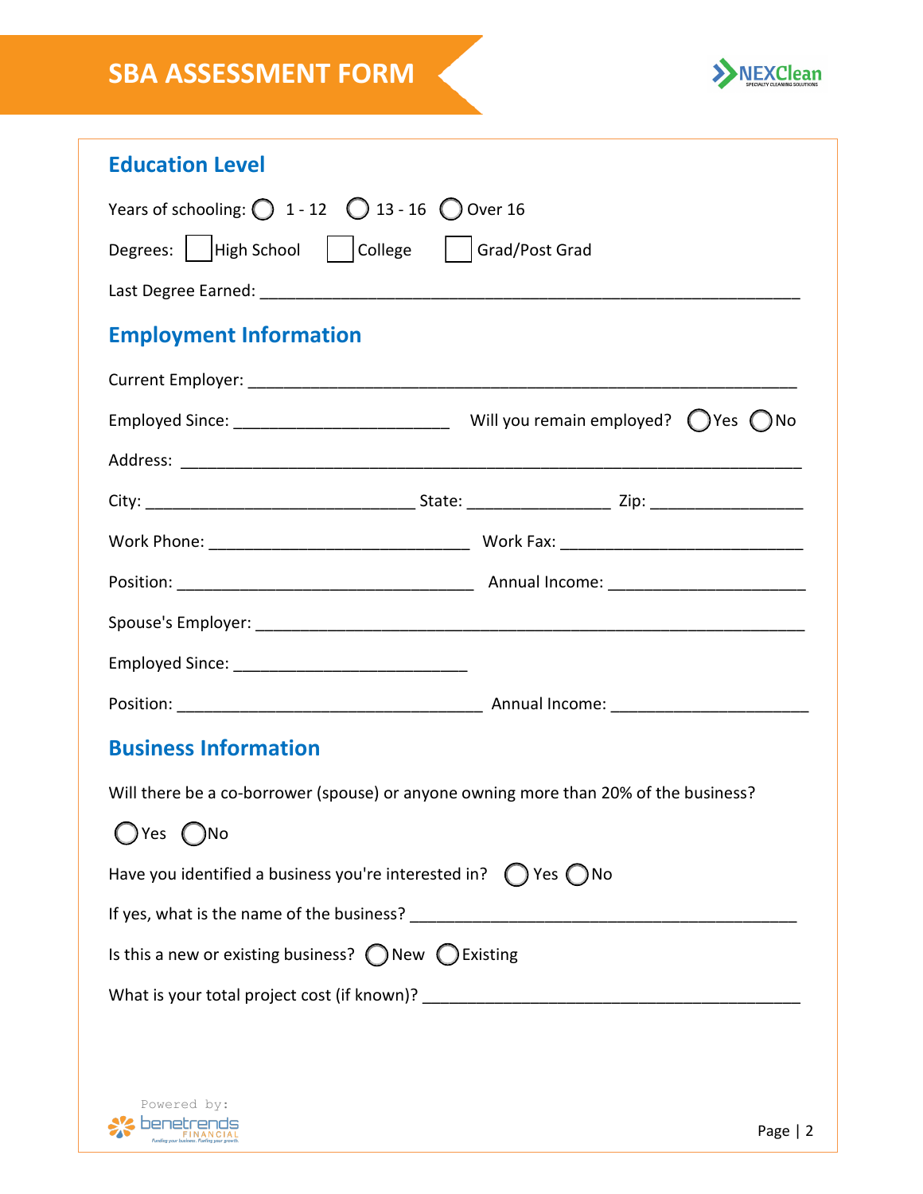# SBA ASSESSMENT FORM

## Education Level

Years of schooling: ◯ 1 - 12 ◯ 13 - 16 ◯ Over 16

Degrees: ☐ High School ☐ College ☐ Grad/Post Grad

Last Degree Earned: ____________________________________________________________

## Employment Information

Current Employer: ____________________________________________________________

Employed Since: ________________________ Will you remain employed? ◯ Yes ◯ No

Address: ______________________________________________________________________

City: ______________________________ State: ________________ Zip: _________________

Work Phone: _____________________________ Work Fax: ____________________________

Position: _________________________________ Annual Income: ______________________

Spouse's Employer: ___________________________________________________________

Employed Since: __________________________

Position: __________________________________ Annual Income: ______________________

## Business Information

Will there be a co-borrower (spouse) or anyone owning more than 20% of the business?

◯ Yes ◯ No

Have you identified a business you're interested in? ◯ Yes ◯ No

If yes, what is the name of the business? ___________________________________________

Is this a new or existing business? ◯ New ◯ Existing

What is your total project cost (if known)? __________________________________________

Powered by: benetrends FINANCIAL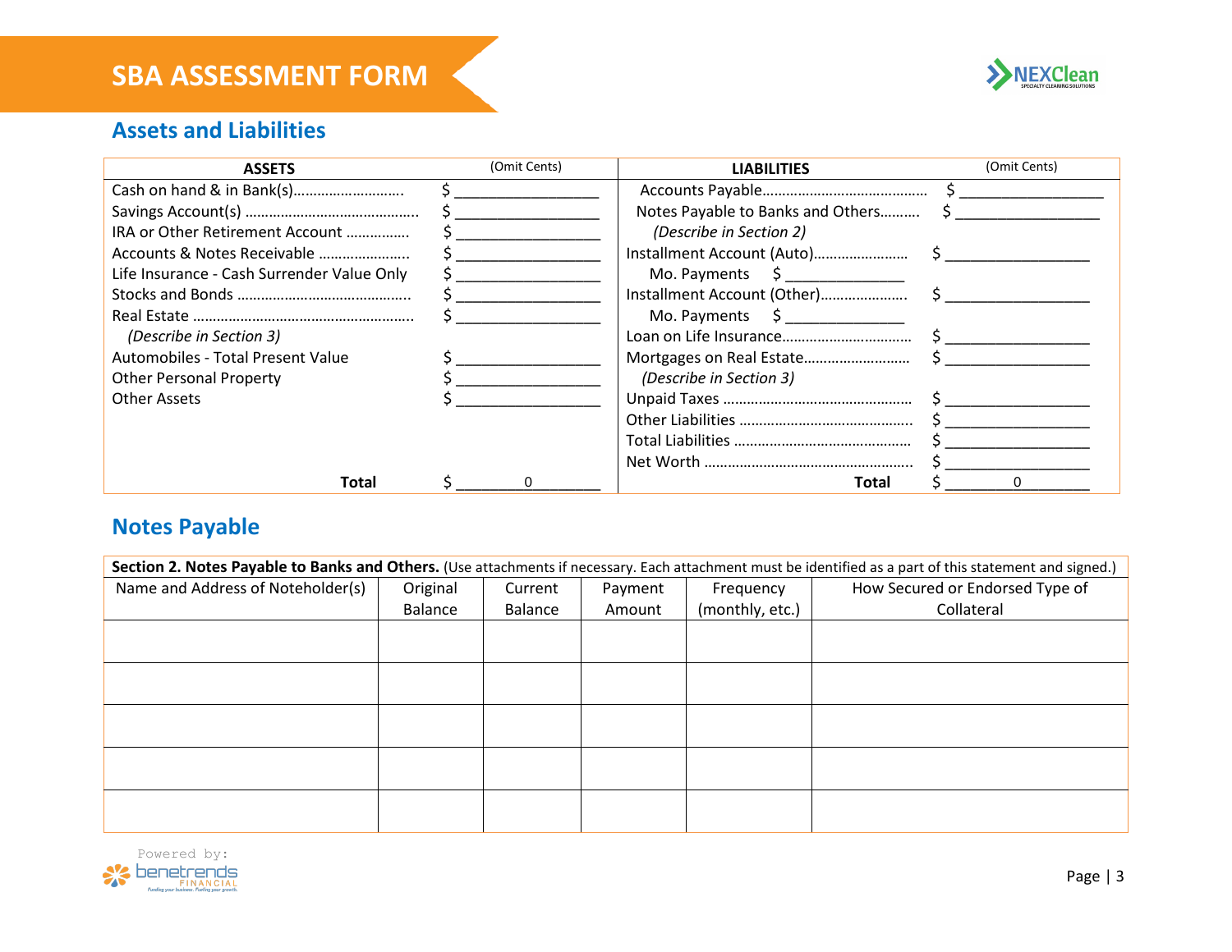# SBA ASSESSMENT FORM

## Assets and Liabilities

| ASSETS | (Omit Cents) | LIABILITIES | (Omit Cents) |
|---|---|---|---|
| Cash on hand & in Bank(s)……………………… | $ ________________ | Accounts Payable…………………………………… | $ ________________ |
| Savings Account(s) …………………………………….. | $ ________________ | Notes Payable to Banks and Others………. | $ ________________ |
| IRA or Other Retirement Account ……………. | $ ________________ | *(Describe in Section 2)* | |
| Accounts & Notes Receivable ………………….. | $ ________________ | Installment Account (Auto)…………………… | $ ________________ |
| Life Insurance - Cash Surrender Value Only | $ ________________ | Mo. Payments $ _____________ | |
| Stocks and Bonds …………………………………….. | $ ________________ | Installment Account (Other)…………………. | $ ________________ |
| Real Estate ……………………………………………….. | $ ________________ | Mo. Payments $ _____________ | |
| *(Describe in Section 3)* | | Loan on Life Insurance…………………………… | $ ________________ |
| Automobiles - Total Present Value | $ ________________ | Mortgages on Real Estate……………………… | $ ________________ |
| Other Personal Property | $ ________________ | *(Describe in Section 3)* | |
| Other Assets | $ ________________ | Unpaid Taxes ………………………………………… | $ ________________ |
| | | Other Liabilities …………………………………….. | $ ________________ |
| | | Total Liabilities …………………………………….. | $ ________________ |
| | | Net Worth …………………………………………….. | $ ________________ |
| **Total** | $ 0 | **Total** | $ 0 |

## Notes Payable

| **Section 2. Notes Payable to Banks and Others.** (Use attachments if necessary. Each attachment must be identified as a part of this statement and signed.) | | | | | |
|---|---|---|---|---|---|
| Name and Address of Noteholder(s) | Original Balance | Current Balance | Payment Amount | Frequency (monthly, etc.) | How Secured or Endorsed Type of Collateral |
| | | | | | |
| | | | | | |
| | | | | | |
| | | | | | |
| | | | | | |

Powered by: benetrends FINANCIAL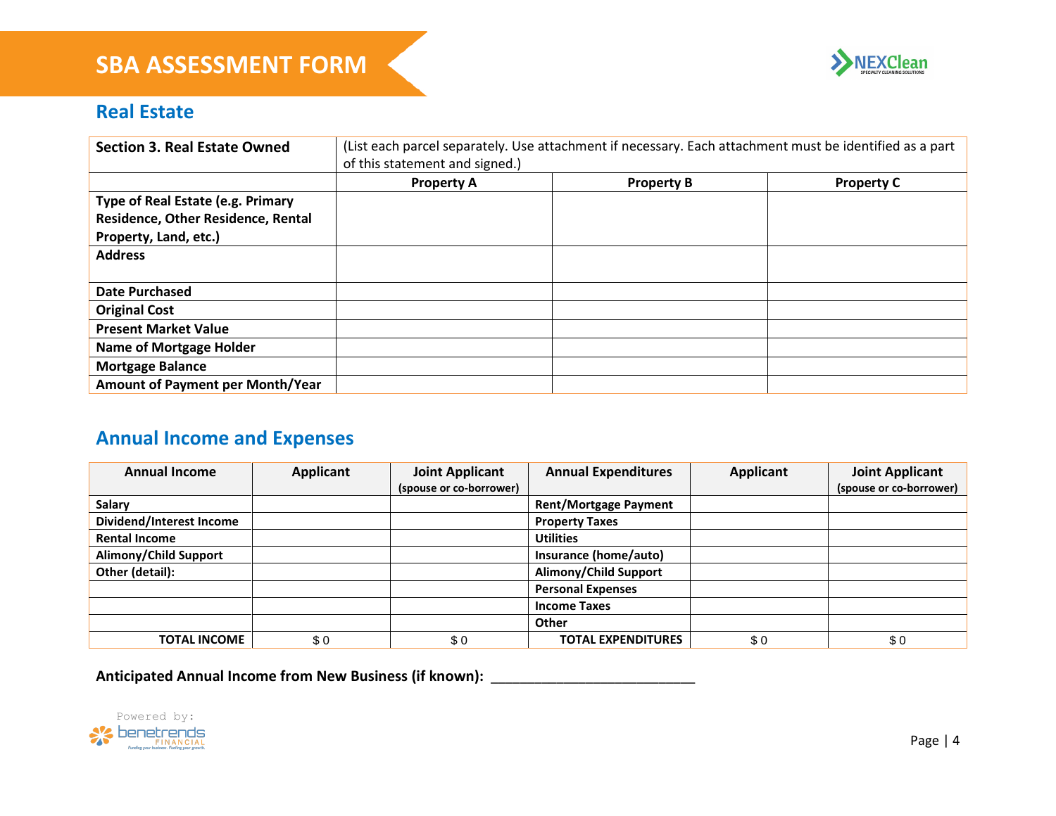# SBA ASSESSMENT FORM

## Real Estate

| **Section 3. Real Estate Owned** | (List each parcel separately. Use attachment if necessary. Each attachment must be identified as a part of this statement and signed.) | | |
|---|---|---|---|
| | **Property A** | **Property B** | **Property C** |
| **Type of Real Estate (e.g. Primary Residence, Other Residence, Rental Property, Land, etc.)** | | | |
| **Address** | | | |
| **Date Purchased** | | | |
| **Original Cost** | | | |
| **Present Market Value** | | | |
| **Name of Mortgage Holder** | | | |
| **Mortgage Balance** | | | |
| **Amount of Payment per Month/Year** | | | |

## Annual Income and Expenses

| **Annual Income** | **Applicant** | **Joint Applicant** (spouse or co-borrower) | **Annual Expenditures** | **Applicant** | **Joint Applicant** (spouse or co-borrower) |
|---|---|---|---|---|---|
| **Salary** | | | **Rent/Mortgage Payment** | | |
| **Dividend/Interest Income** | | | **Property Taxes** | | |
| **Rental Income** | | | **Utilities** | | |
| **Alimony/Child Support** | | | **Insurance (home/auto)** | | |
| **Other (detail):** | | | **Alimony/Child Support** | | |
| | | | **Personal Expenses** | | |
| | | | **Income Taxes** | | |
| | | | **Other** | | |
| **TOTAL INCOME** | $ 0 | $ 0 | **TOTAL EXPENDITURES** | $ 0 | $ 0 |

**Anticipated Annual Income from New Business (if known):** ___________________________

Powered by: benetrends FINANCIAL